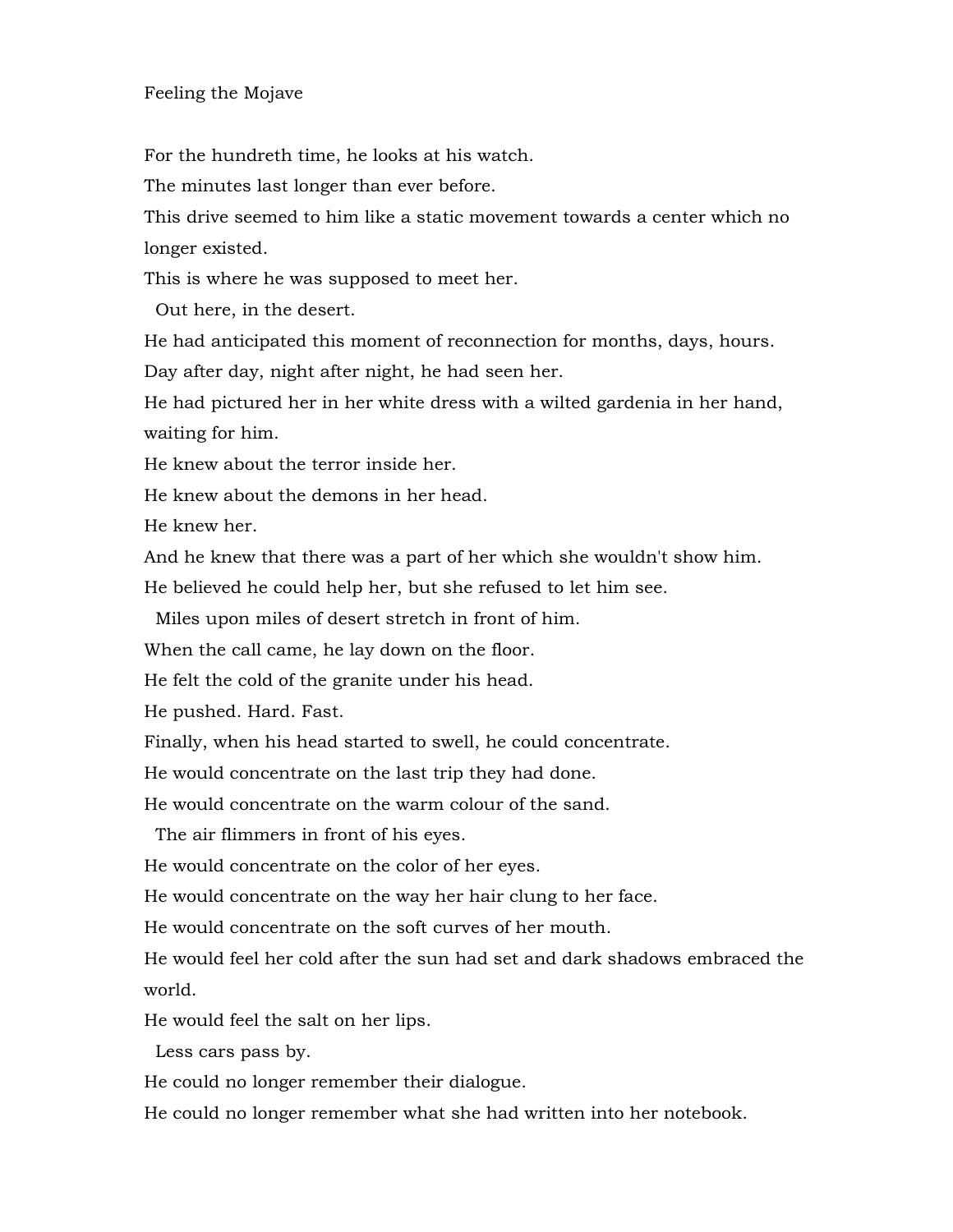Feeling the Mojave

For the hundreth time, he looks at his watch.

The minutes last longer than ever before.

This drive seemed to him like a static movement towards a center which no longer existed.

This is where he was supposed to meet her.

  Out here, in the desert.

He had anticipated this moment of reconnection for months, days, hours.

Day after day, night after night, he had seen her.

He had pictured her in her white dress with a wilted gardenia in her hand, waiting for him.

He knew about the terror inside her.

He knew about the demons in her head.

He knew her.

And he knew that there was a part of her which she wouldn't show him.

He believed he could help her, but she refused to let him see.

  Miles upon miles of desert stretch in front of him.

When the call came, he lay down on the floor.

He felt the cold of the granite under his head.

He pushed. Hard. Fast.

Finally, when his head started to swell, he could concentrate.

He would concentrate on the last trip they had done.

He would concentrate on the warm colour of the sand.

  The air flimmers in front of his eyes.

He would concentrate on the color of her eyes.

He would concentrate on the way her hair clung to her face.

He would concentrate on the soft curves of her mouth.

He would feel her cold after the sun had set and dark shadows embraced the world.

He would feel the salt on her lips.

  Less cars pass by.

He could no longer remember their dialogue.

He could no longer remember what she had written into her notebook.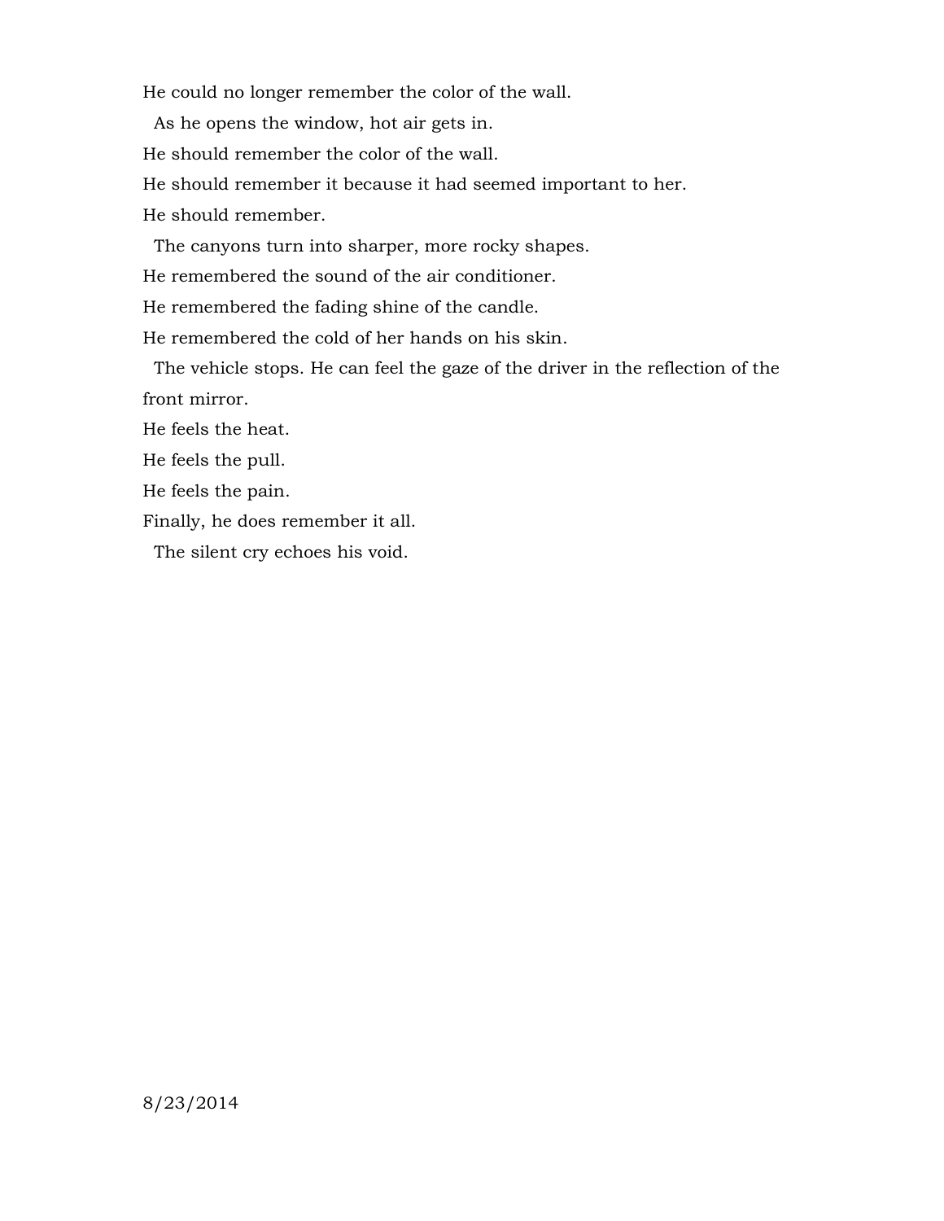He could no longer remember the color of the wall.

As he opens the window, hot air gets in.

He should remember the color of the wall.

He should remember it because it had seemed important to her.

He should remember.

The canyons turn into sharper, more rocky shapes.

He remembered the sound of the air conditioner.

He remembered the fading shine of the candle.

He remembered the cold of her hands on his skin.

The vehicle stops. He can feel the gaze of the driver in the reflection of the front mirror.

He feels the heat.

He feels the pull.

He feels the pain.

Finally, he does remember it all.

The silent cry echoes his void.

8/23/2014